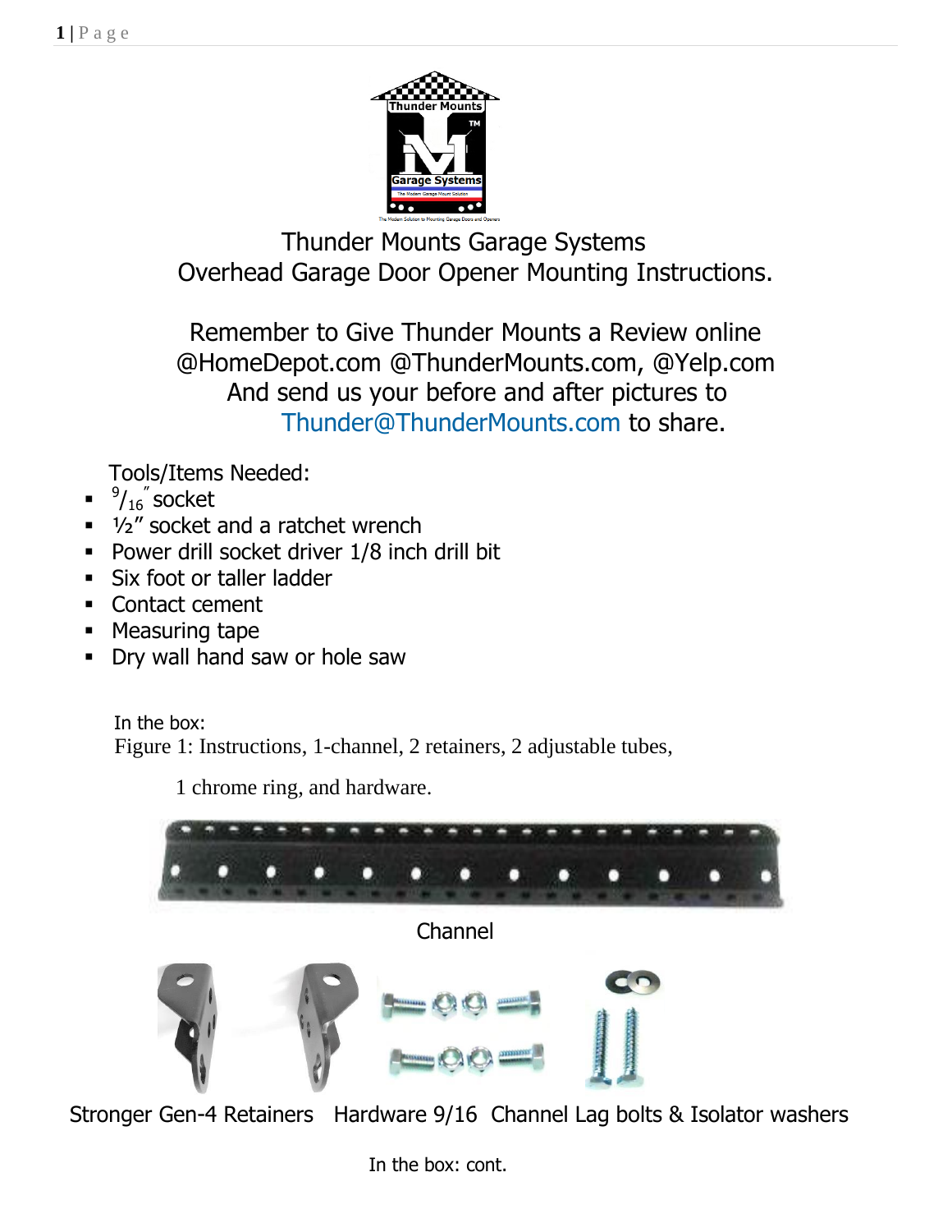# Thunder Mounts Garage Systems
## Overhead Garage Door Opener Mounting Instructions.

Remember to Give Thunder Mounts a Review online @HomeDepot.com @ThunderMounts.com, @Yelp.com
And send us your before and after pictures to Thunder@ThunderMounts.com to share.

Tools/Items Needed:

- $^{9}/_{16}$" socket
- ½" socket and a ratchet wrench
- Power drill socket driver 1/8 inch drill bit
- Six foot or taller ladder
- Contact cement
- Measuring tape
- Dry wall hand saw or hole saw

In the box:
Figure 1: Instructions, 1-channel, 2 retainers, 2 adjustable tubes,

1 chrome ring, and hardware.

Channel

Stronger Gen-4 Retainers   Hardware 9/16   Channel Lag bolts & Isolator washers

In the box: cont.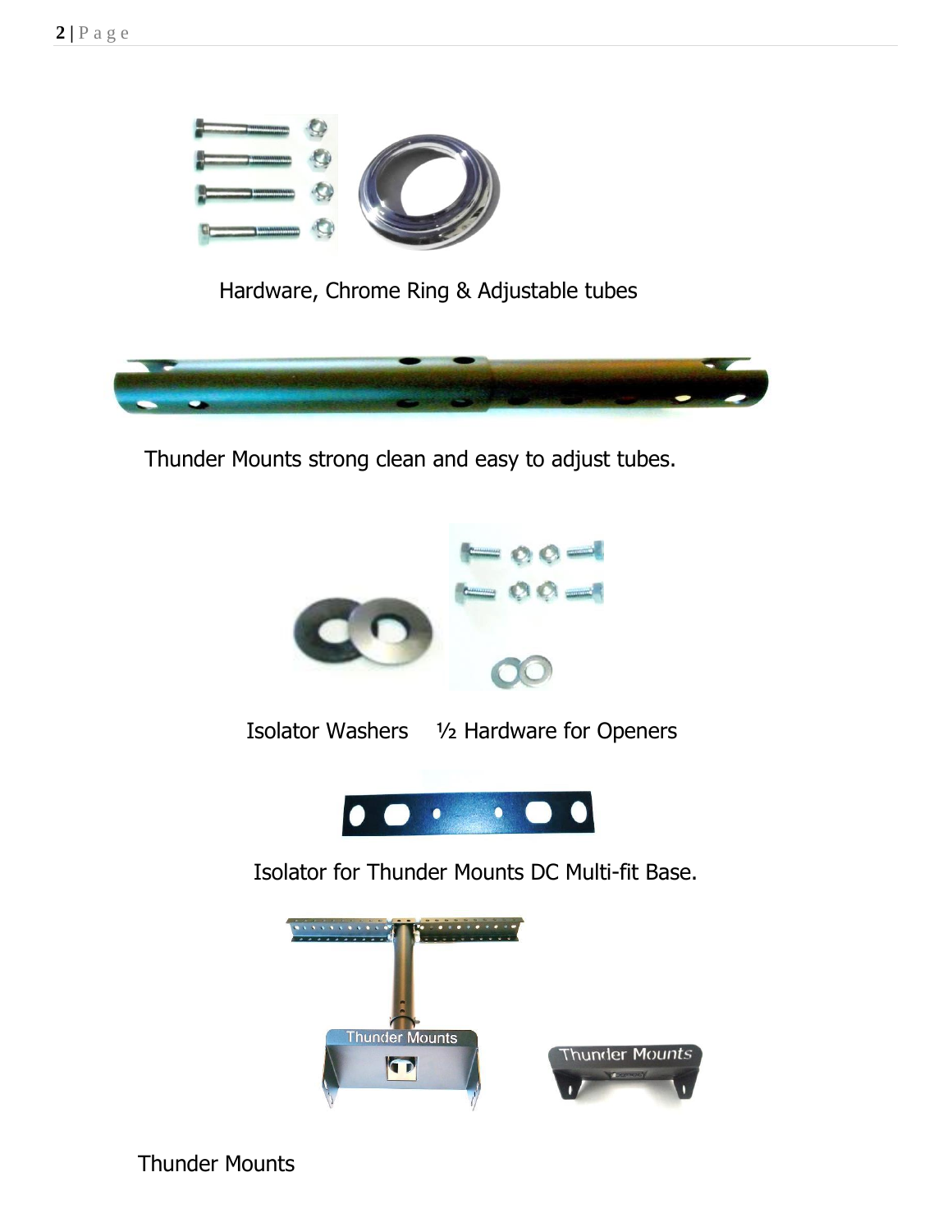Hardware, Chrome Ring & Adjustable tubes

Thunder Mounts strong clean and easy to adjust tubes.

Isolator Washers     ½ Hardware for Openers

Isolator for Thunder Mounts DC Multi-fit Base.

Thunder Mounts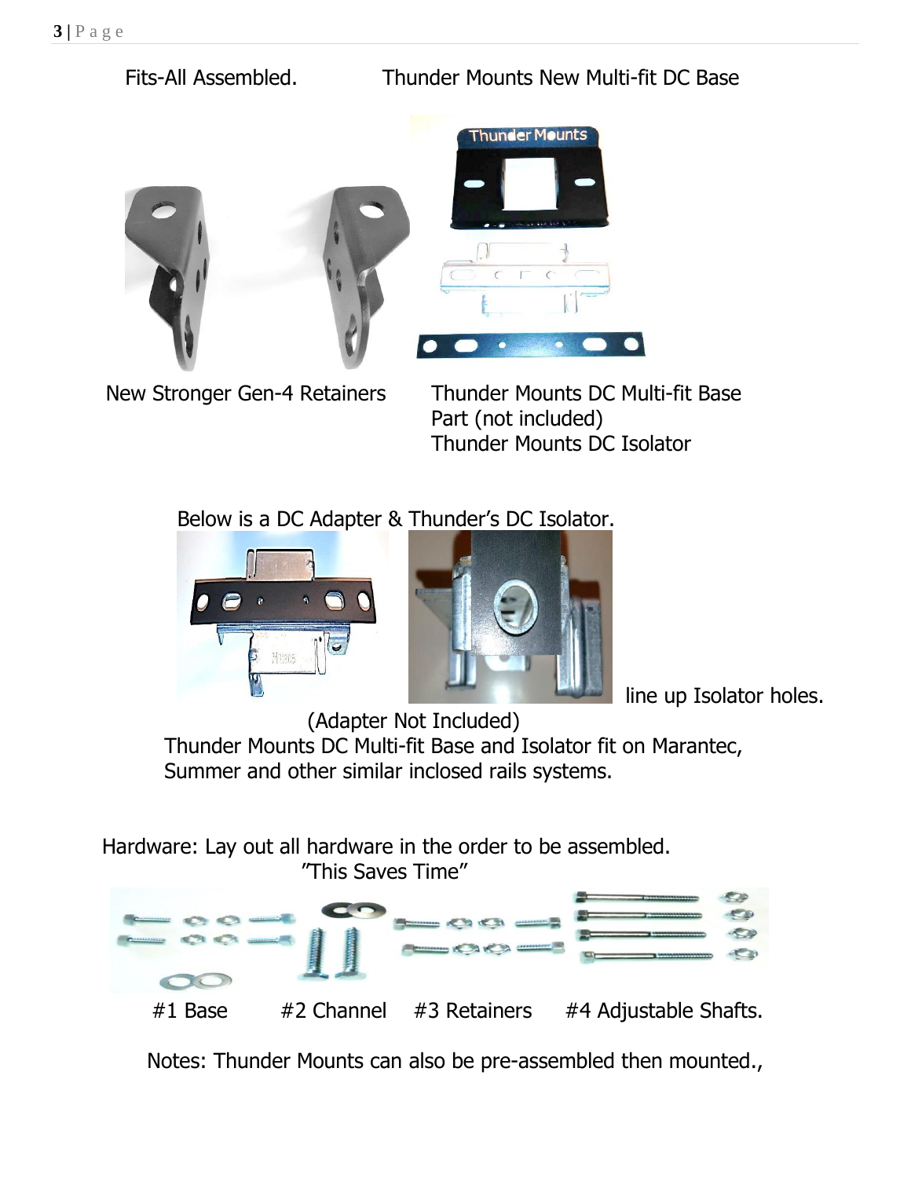Fits-All Assembled. Thunder Mounts New Multi-fit DC Base

New Stronger Gen-4 Retainers

Thunder Mounts DC Multi-fit Base
Part (not included)
Thunder Mounts DC Isolator

Below is a DC Adapter & Thunder's DC Isolator.

line up Isolator holes.

(Adapter Not Included)

Thunder Mounts DC Multi-fit Base and Isolator fit on Marantec, Summer and other similar inclosed rails systems.

Hardware: Lay out all hardware in the order to be assembled.
"This Saves Time"

#1 Base #2 Channel #3 Retainers #4 Adjustable Shafts.

Notes: Thunder Mounts can also be pre-assembled then mounted.,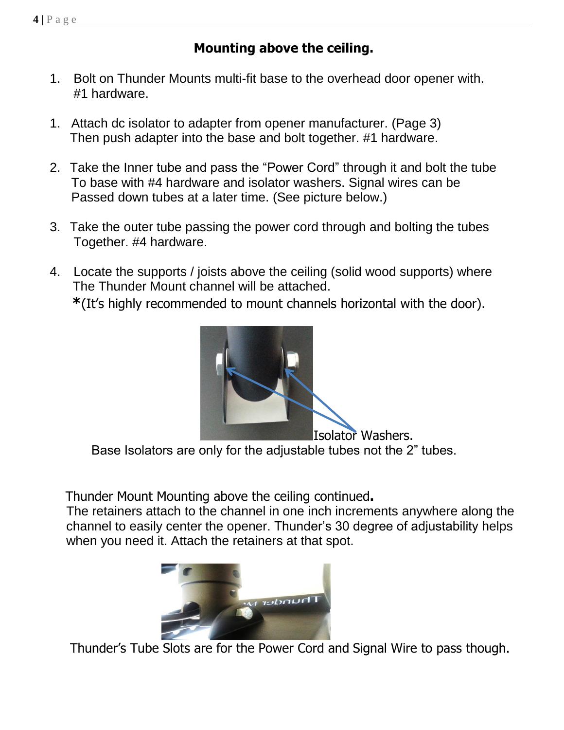## Mounting above the ceiling.

1. Bolt on Thunder Mounts multi-fit base to the overhead door opener with. #1 hardware.

1. Attach dc isolator to adapter from opener manufacturer. (Page 3) Then push adapter into the base and bolt together. #1 hardware.

2. Take the Inner tube and pass the "Power Cord" through it and bolt the tube To base with #4 hardware and isolator washers. Signal wires can be Passed down tubes at a later time. (See picture below.)

3. Take the outer tube passing the power cord through and bolting the tubes Together. #4 hardware.

4. Locate the supports / joists above the ceiling (solid wood supports) where The Thunder Mount channel will be attached.
   *(It's highly recommended to mount channels horizontal with the door).

Isolator Washers.

Base Isolators are only for the adjustable tubes not the 2" tubes.

Thunder Mount Mounting above the ceiling continued**.**

The retainers attach to the channel in one inch increments anywhere along the channel to easily center the opener. Thunder's 30 degree of adjustability helps when you need it. Attach the retainers at that spot.

Thunder's Tube Slots are for the Power Cord and Signal Wire to pass though.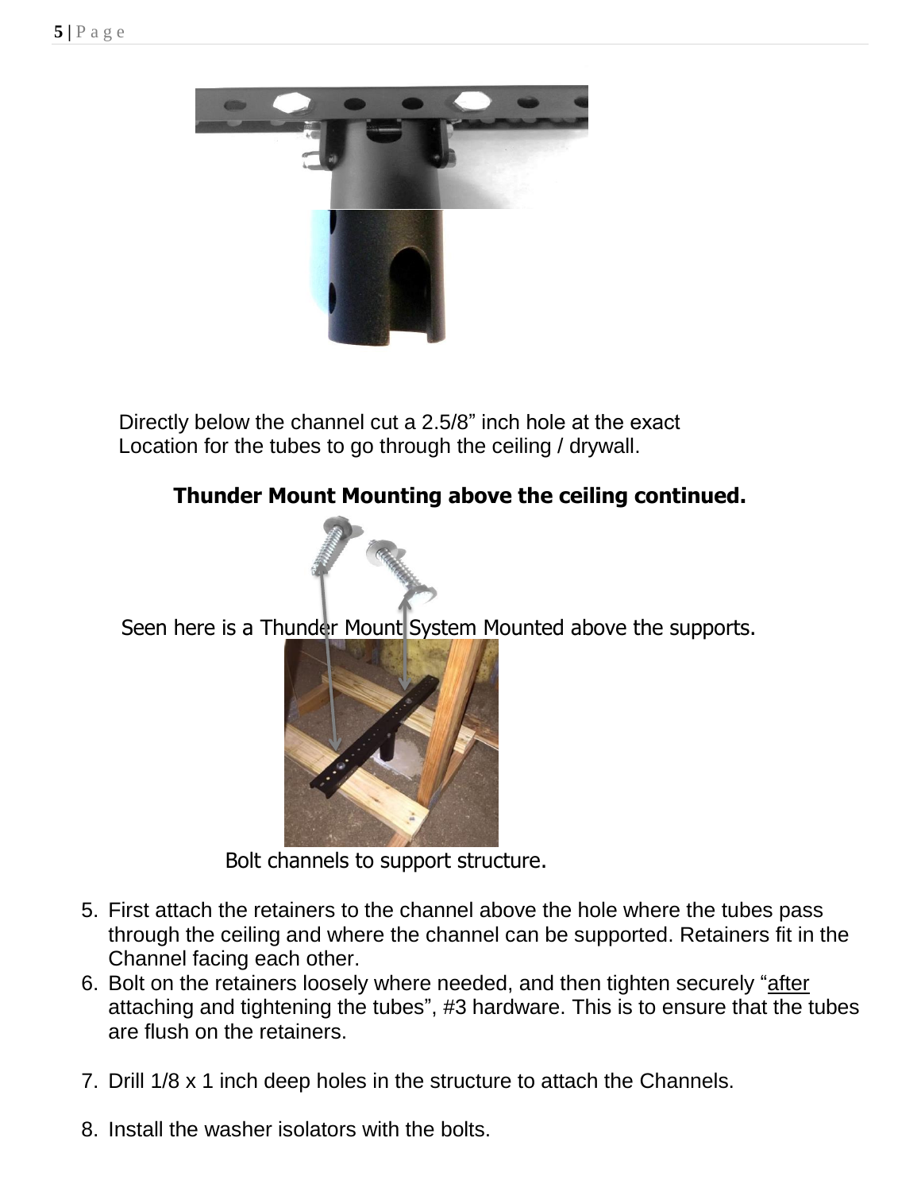Directly below the channel cut a 2.5/8” inch hole at the exact Location for the tubes to go through the ceiling / drywall.

**Thunder Mount Mounting above the ceiling continued.**

Seen here is a Thunder Mount System Mounted above the supports.

Bolt channels to support structure.

5. First attach the retainers to the channel above the hole where the tubes pass through the ceiling and where the channel can be supported. Retainers fit in the Channel facing each other.
6. Bolt on the retainers loosely where needed, and then tighten securely “after attaching and tightening the tubes”, #3 hardware. This is to ensure that the tubes are flush on the retainers.

7. Drill 1/8 x 1 inch deep holes in the structure to attach the Channels.

8. Install the washer isolators with the bolts.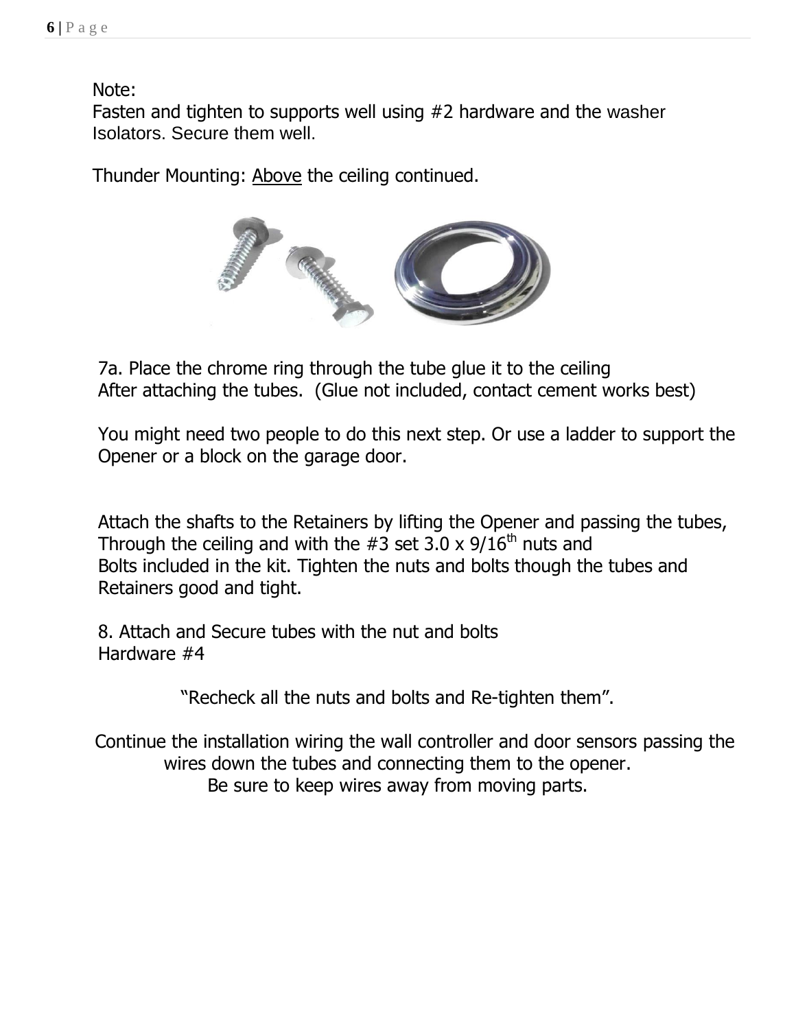Note:
Fasten and tighten to supports well using #2 hardware and the washer Isolators. Secure them well.

Thunder Mounting: Above the ceiling continued.

7a. Place the chrome ring through the tube glue it to the ceiling
After attaching the tubes. (Glue not included, contact cement works best)

You might need two people to do this next step. Or use a ladder to support the Opener or a block on the garage door.

Attach the shafts to the Retainers by lifting the Opener and passing the tubes, Through the ceiling and with the #3 set 3.0 x 9/16th nuts and Bolts included in the kit. Tighten the nuts and bolts though the tubes and Retainers good and tight.

8. Attach and Secure tubes with the nut and bolts
Hardware #4

"Recheck all the nuts and bolts and Re-tighten them".

Continue the installation wiring the wall controller and door sensors passing the wires down the tubes and connecting them to the opener.
Be sure to keep wires away from moving parts.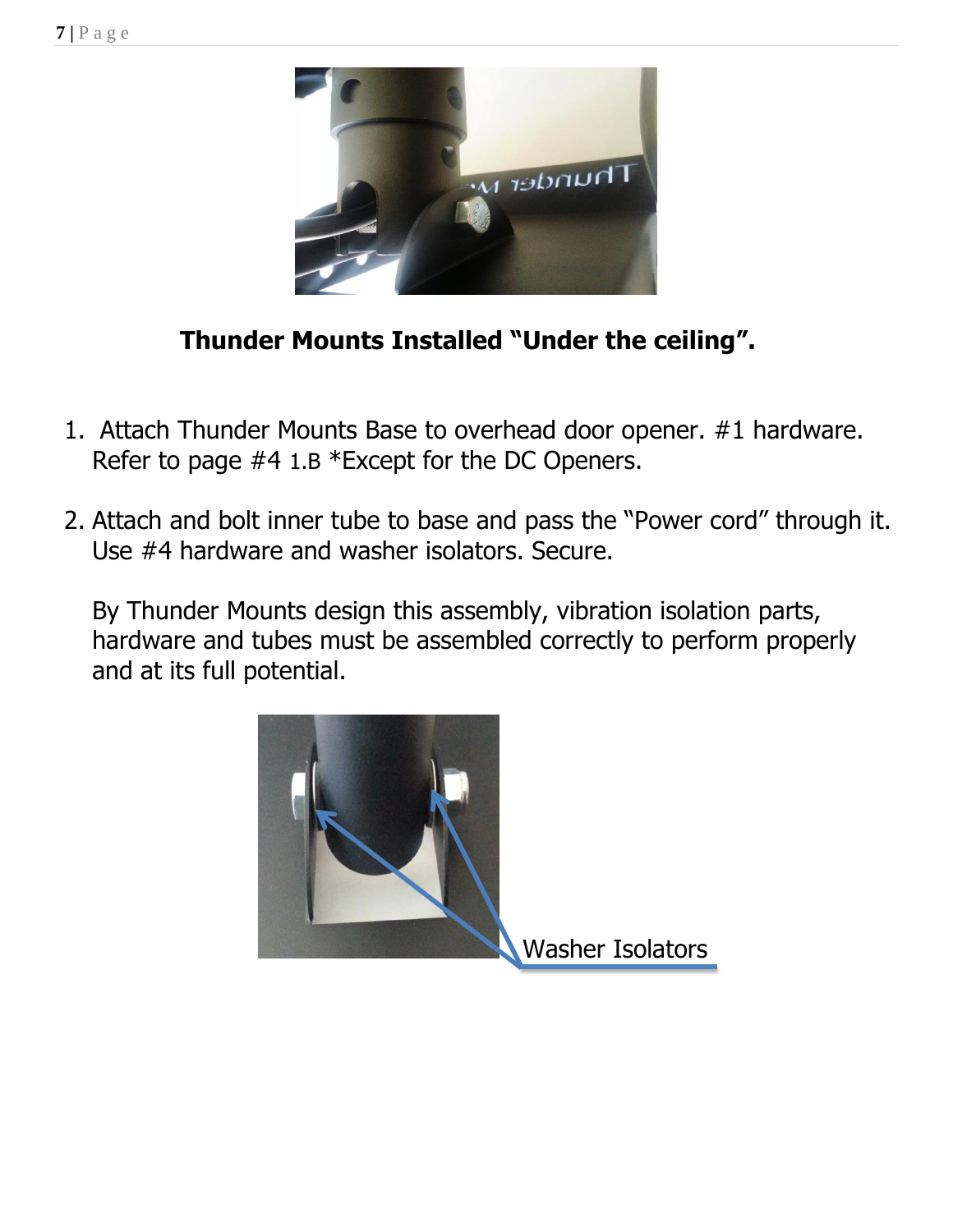**Thunder Mounts Installed "Under the ceiling".**

1. Attach Thunder Mounts Base to overhead door opener. #1 hardware. Refer to page #4 1.B *Except for the DC Openers.

2. Attach and bolt inner tube to base and pass the "Power cord" through it. Use #4 hardware and washer isolators. Secure.

   By Thunder Mounts design this assembly, vibration isolation parts, hardware and tubes must be assembled correctly to perform properly and at its full potential.

Washer Isolators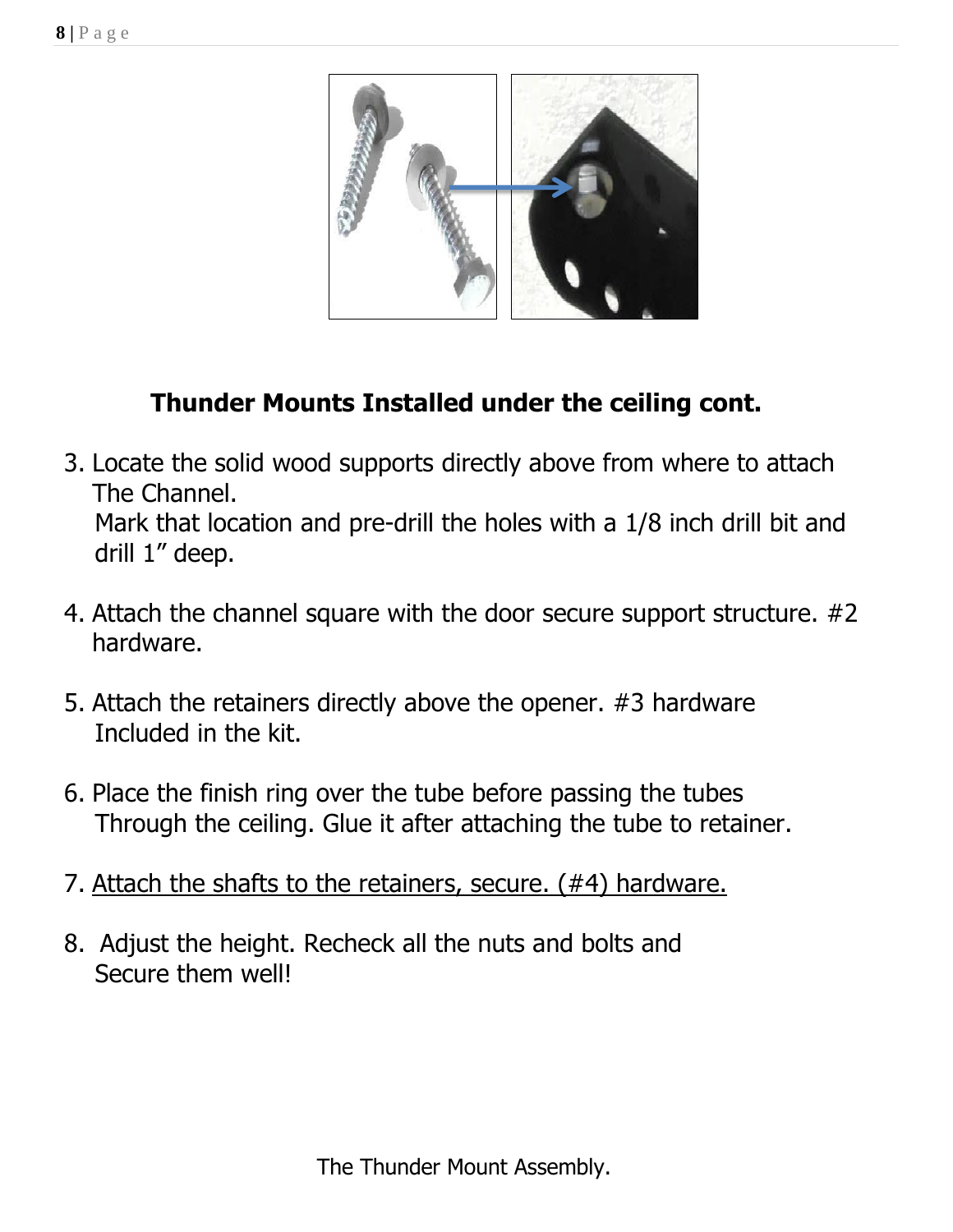## Thunder Mounts Installed under the ceiling cont.

3. Locate the solid wood supports directly above from where to attach The Channel.
   Mark that location and pre-drill the holes with a 1/8 inch drill bit and drill 1" deep.

4. Attach the channel square with the door secure support structure. #2 hardware.

5. Attach the retainers directly above the opener. #3 hardware Included in the kit.

6. Place the finish ring over the tube before passing the tubes Through the ceiling. Glue it after attaching the tube to retainer.

7. <u>Attach the shafts to the retainers, secure. (#4) hardware.</u>

8. Adjust the height. Recheck all the nuts and bolts and Secure them well!

The Thunder Mount Assembly.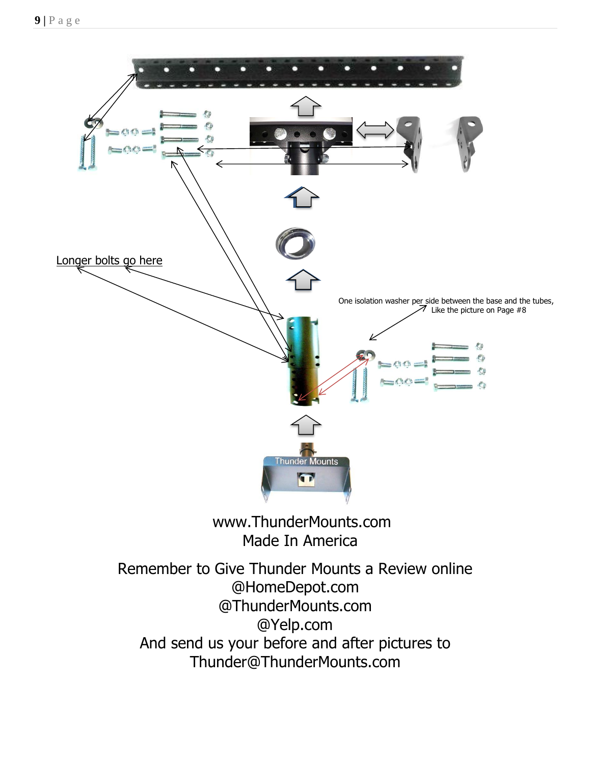Longer bolts go here

One isolation washer per side between the base and the tubes,
Like the picture on Page #8

Thunder Mounts

www.ThunderMounts.com
Made In America

Remember to Give Thunder Mounts a Review online
@HomeDepot.com
@ThunderMounts.com
@Yelp.com
And send us your before and after pictures to
Thunder@ThunderMounts.com